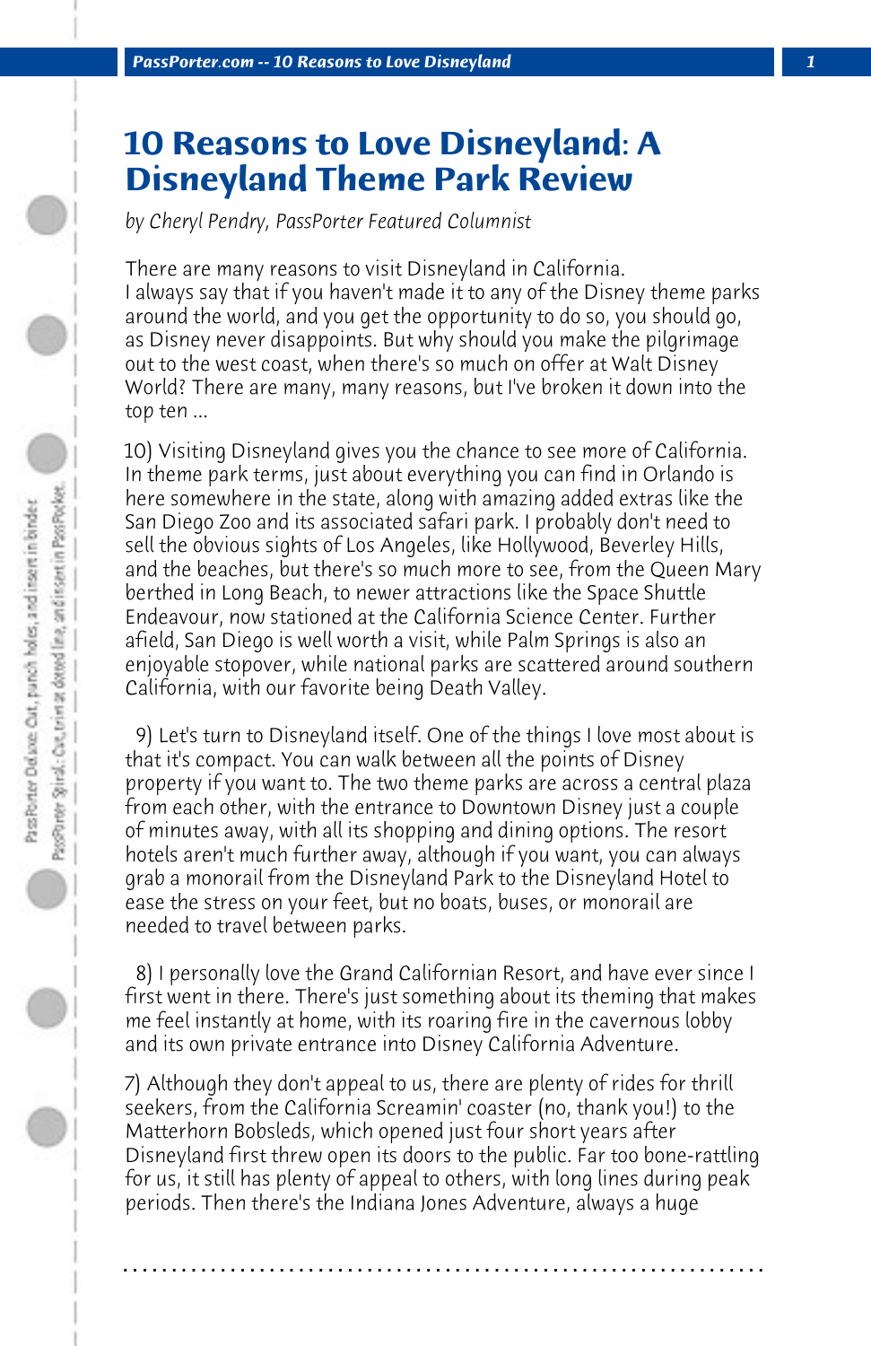# 10 Reasons to Love Disneyland: A Disneyland Theme Park Review

*by Cheryl Pendry, PassPorter Featured Columnist*

There are many reasons to visit Disneyland in California. I always say that if you haven't made it to any of the Disney theme parks around the world, and you get the opportunity to do so, you should go, as Disney never disappoints. But why should you make the pilgrimage out to the west coast, when there's so much on offer at Walt Disney World? There are many, many reasons, but I've broken it down into the top ten ...

10) Visiting Disneyland gives you the chance to see more of California. In theme park terms, just about everything you can find in Orlando is here somewhere in the state, along with amazing added extras like the San Diego Zoo and its associated safari park. I probably don't need to sell the obvious sights of Los Angeles, like Hollywood, Beverley Hills, and the beaches, but there's so much more to see, from the Queen Mary berthed in Long Beach, to newer attractions like the Space Shuttle Endeavour, now stationed at the California Science Center. Further afield, San Diego is well worth a visit, while Palm Springs is also an enjoyable stopover, while national parks are scattered around southern California, with our favorite being Death Valley.

9) Let's turn to Disneyland itself. One of the things I love most about is that it's compact. You can walk between all the points of Disney property if you want to. The two theme parks are across a central plaza from each other, with the entrance to Downtown Disney just a couple of minutes away, with all its shopping and dining options. The resort hotels aren't much further away, although if you want, you can always grab a monorail from the Disneyland Park to the Disneyland Hotel to ease the stress on your feet, but no boats, buses, or monorail are needed to travel between parks.

8) I personally love the Grand Californian Resort, and have ever since I first went in there. There's just something about its theming that makes me feel instantly at home, with its roaring fire in the cavernous lobby and its own private entrance into Disney California Adventure.

7) Although they don't appeal to us, there are plenty of rides for thrill seekers, from the California Screamin' coaster (no, thank you!) to the Matterhorn Bobsleds, which opened just four short years after Disneyland first threw open its doors to the public. Far too bone-rattling for us, it still has plenty of appeal to others, with long lines during peak periods. Then there's the Indiana Jones Adventure, always a huge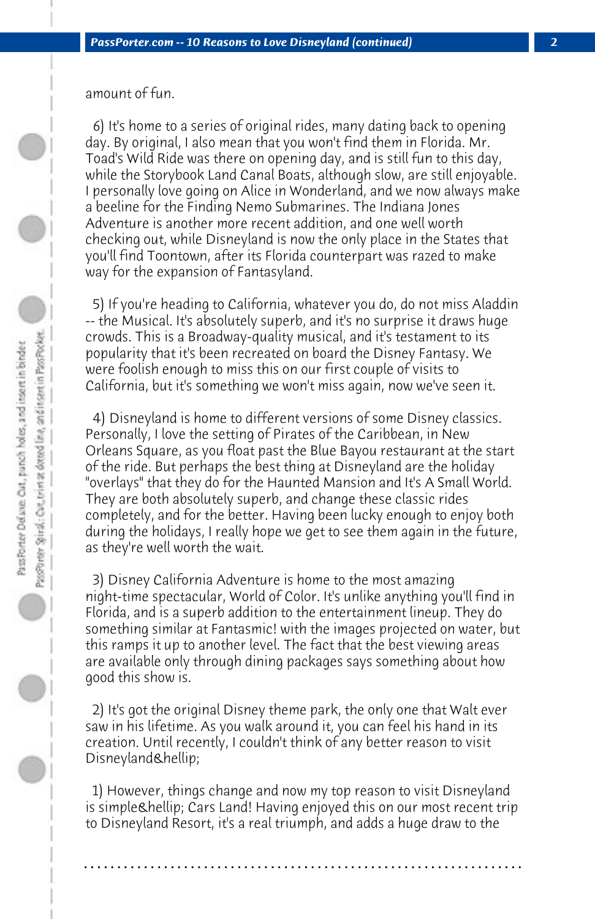amount of fun.

6) It's home to a series of original rides, many dating back to opening day. By original, I also mean that you won't find them in Florida. Mr. Toad's Wild Ride was there on opening day, and is still fun to this day, while the Storybook Land Canal Boats, although slow, are still enjoyable. I personally love going on Alice in Wonderland, and we now always make a beeline for the Finding Nemo Submarines. The Indiana Jones Adventure is another more recent addition, and one well worth checking out, while Disneyland is now the only place in the States that you'll find Toontown, after its Florida counterpart was razed to make way for the expansion of Fantasyland.

5) If you're heading to California, whatever you do, do not miss Aladdin -- the Musical. It's absolutely superb, and it's no surprise it draws huge crowds. This is a Broadway-quality musical, and it's testament to its popularity that it's been recreated on board the Disney Fantasy. We were foolish enough to miss this on our first couple of visits to California, but it's something we won't miss again, now we've seen it.

4) Disneyland is home to different versions of some Disney classics. Personally, I love the setting of Pirates of the Caribbean, in New Orleans Square, as you float past the Blue Bayou restaurant at the start of the ride. But perhaps the best thing at Disneyland are the holiday "overlays" that they do for the Haunted Mansion and It's A Small World. They are both absolutely superb, and change these classic rides completely, and for the better. Having been lucky enough to enjoy both during the holidays, I really hope we get to see them again in the future, as they're well worth the wait.

3) Disney California Adventure is home to the most amazing night-time spectacular, World of Color. It's unlike anything you'll find in Florida, and is a superb addition to the entertainment lineup. They do something similar at Fantasmic! with the images projected on water, but this ramps it up to another level. The fact that the best viewing areas are available only through dining packages says something about how good this show is.

2) It's got the original Disney theme park, the only one that Walt ever saw in his lifetime. As you walk around it, you can feel his hand in its creation. Until recently, I couldn't think of any better reason to visit Disneyland&hellip;

1) However, things change and now my top reason to visit Disneyland is simple&hellip; Cars Land! Having enjoyed this on our most recent trip to Disneyland Resort, it's a real triumph, and adds a huge draw to the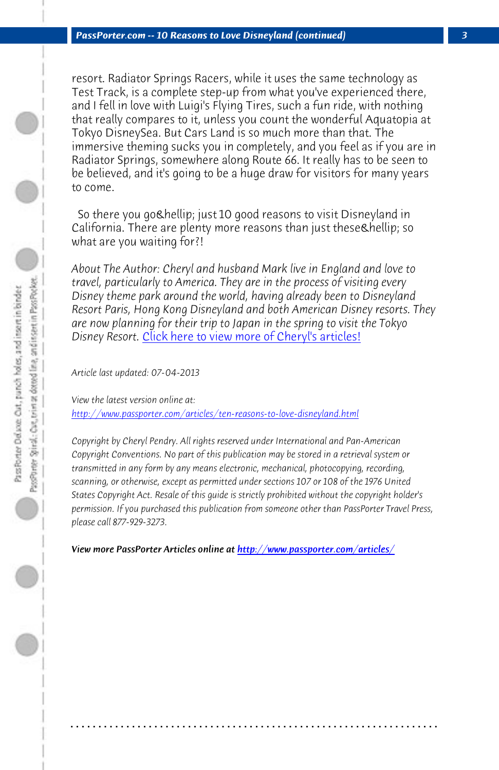resort. Radiator Springs Racers, while it uses the same technology as Test Track, is a complete step-up from what you've experienced there, and I fell in love with Luigi's Flying Tires, such a fun ride, with nothing that really compares to it, unless you count the wonderful Aquatopia at Tokyo DisneySea. But Cars Land is so much more than that. The immersive theming sucks you in completely, and you feel as if you are in Radiator Springs, somewhere along Route 66. It really has to be seen to be believed, and it's going to be a huge draw for visitors for many years to come.

So there you go&hellip; just 10 good reasons to visit Disneyland in California. There are plenty more reasons than just these&hellip; so what are you waiting for?!

*About The Author: Cheryl and husband Mark live in England and love to travel, particularly to America. They are in the process of visiting every Disney theme park around the world, having already been to Disneyland Resort Paris, Hong Kong Disneyland and both American Disney resorts. They are now planning for their trip to Japan in the spring to visit the Tokyo Disney Resort.* Click here to view more of Cheryl's articles!

*Article last updated: 07-04-2013*

*View the latest version online at:*
*http://www.passporter.com/articles/ten-reasons-to-love-disneyland.html*

*Copyright by Cheryl Pendry. All rights reserved under International and Pan-American Copyright Conventions. No part of this publication may be stored in a retrieval system or transmitted in any form by any means electronic, mechanical, photocopying, recording, scanning, or otherwise, except as permitted under sections 107 or 108 of the 1976 United States Copyright Act. Resale of this guide is strictly prohibited without the copyright holder's permission. If you purchased this publication from someone other than PassPorter Travel Press, please call 877-929-3273.*

***View more PassPorter Articles online at http://www.passporter.com/articles/***